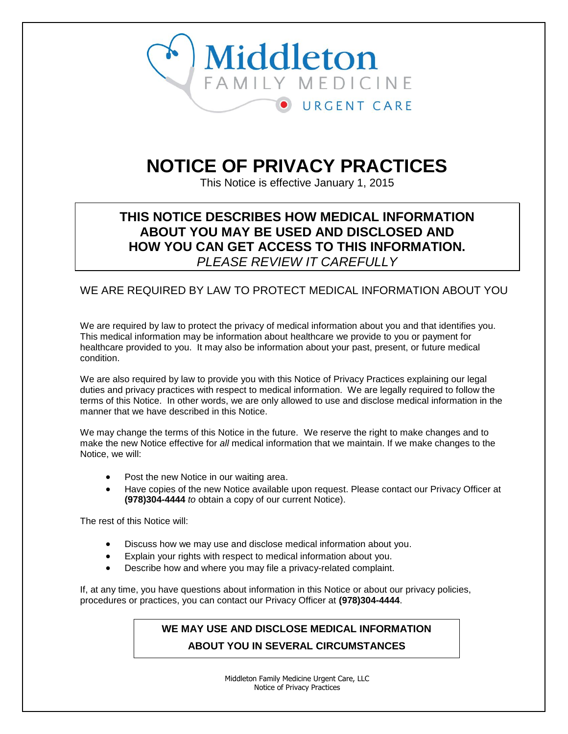Middleton
FAMILY MEDICINE
URGENT CARE

# NOTICE OF PRIVACY PRACTICES

This Notice is effective January 1, 2015

**THIS NOTICE DESCRIBES HOW MEDICAL INFORMATION ABOUT YOU MAY BE USED AND DISCLOSED AND HOW YOU CAN GET ACCESS TO THIS INFORMATION.**
*PLEASE REVIEW IT CAREFULLY*

## WE ARE REQUIRED BY LAW TO PROTECT MEDICAL INFORMATION ABOUT YOU

We are required by law to protect the privacy of medical information about you and that identifies you. This medical information may be information about healthcare we provide to you or payment for healthcare provided to you. It may also be information about your past, present, or future medical condition.

We are also required by law to provide you with this Notice of Privacy Practices explaining our legal duties and privacy practices with respect to medical information. We are legally required to follow the terms of this Notice. In other words, we are only allowed to use and disclose medical information in the manner that we have described in this Notice.

We may change the terms of this Notice in the future. We reserve the right to make changes and to make the new Notice effective for *all* medical information that we maintain. If we make changes to the Notice, we will:

- Post the new Notice in our waiting area.
- Have copies of the new Notice available upon request. Please contact our Privacy Officer at **(978)304-4444** *to* obtain a copy of our current Notice).

The rest of this Notice will:

- Discuss how we may use and disclose medical information about you.
- Explain your rights with respect to medical information about you.
- Describe how and where you may file a privacy-related complaint.

If, at any time, you have questions about information in this Notice or about our privacy policies, procedures or practices, you can contact our Privacy Officer at **(978)304-4444**.

## WE MAY USE AND DISCLOSE MEDICAL INFORMATION ABOUT YOU IN SEVERAL CIRCUMSTANCES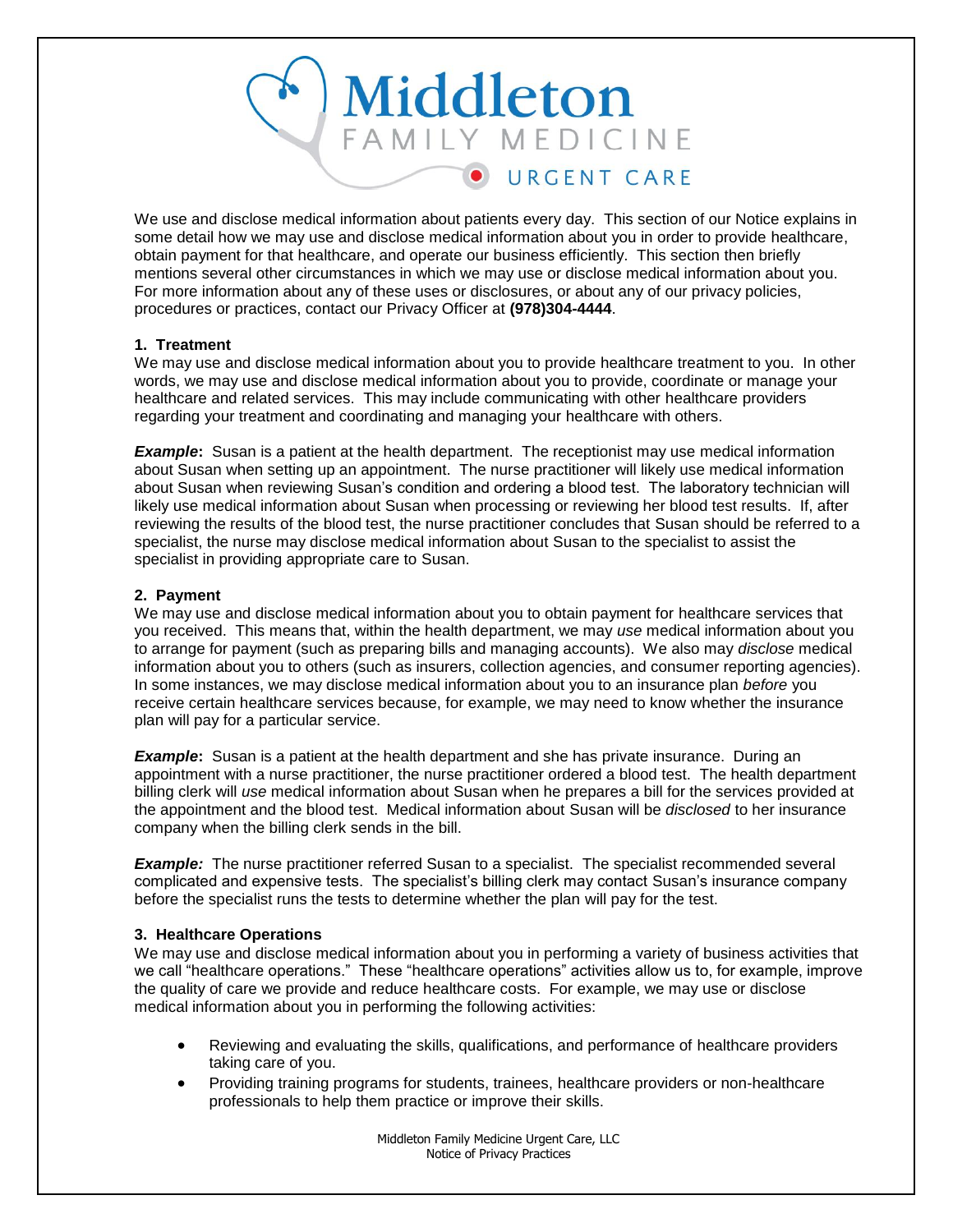We use and disclose medical information about patients every day. This section of our Notice explains in some detail how we may use and disclose medical information about you in order to provide healthcare, obtain payment for that healthcare, and operate our business efficiently. This section then briefly mentions several other circumstances in which we may use or disclose medical information about you. For more information about any of these uses or disclosures, or about any of our privacy policies, procedures or practices, contact our Privacy Officer at **(978)304-4444**.

**1. Treatment**

We may use and disclose medical information about you to provide healthcare treatment to you. In other words, we may use and disclose medical information about you to provide, coordinate or manage your healthcare and related services. This may include communicating with other healthcare providers regarding your treatment and coordinating and managing your healthcare with others.

***Example*:** Susan is a patient at the health department. The receptionist may use medical information about Susan when setting up an appointment. The nurse practitioner will likely use medical information about Susan when reviewing Susan's condition and ordering a blood test. The laboratory technician will likely use medical information about Susan when processing or reviewing her blood test results. If, after reviewing the results of the blood test, the nurse practitioner concludes that Susan should be referred to a specialist, the nurse may disclose medical information about Susan to the specialist to assist the specialist in providing appropriate care to Susan.

**2. Payment**

We may use and disclose medical information about you to obtain payment for healthcare services that you received. This means that, within the health department, we may *use* medical information about you to arrange for payment (such as preparing bills and managing accounts). We also may *disclose* medical information about you to others (such as insurers, collection agencies, and consumer reporting agencies). In some instances, we may disclose medical information about you to an insurance plan *before* you receive certain healthcare services because, for example, we may need to know whether the insurance plan will pay for a particular service.

***Example*:** Susan is a patient at the health department and she has private insurance. During an appointment with a nurse practitioner, the nurse practitioner ordered a blood test. The health department billing clerk will *use* medical information about Susan when he prepares a bill for the services provided at the appointment and the blood test. Medical information about Susan will be *disclosed* to her insurance company when the billing clerk sends in the bill.

***Example:*** The nurse practitioner referred Susan to a specialist. The specialist recommended several complicated and expensive tests. The specialist's billing clerk may contact Susan's insurance company before the specialist runs the tests to determine whether the plan will pay for the test.

**3. Healthcare Operations**

We may use and disclose medical information about you in performing a variety of business activities that we call "healthcare operations." These "healthcare operations" activities allow us to, for example, improve the quality of care we provide and reduce healthcare costs. For example, we may use or disclose medical information about you in performing the following activities:

- Reviewing and evaluating the skills, qualifications, and performance of healthcare providers taking care of you.
- Providing training programs for students, trainees, healthcare providers or non-healthcare professionals to help them practice or improve their skills.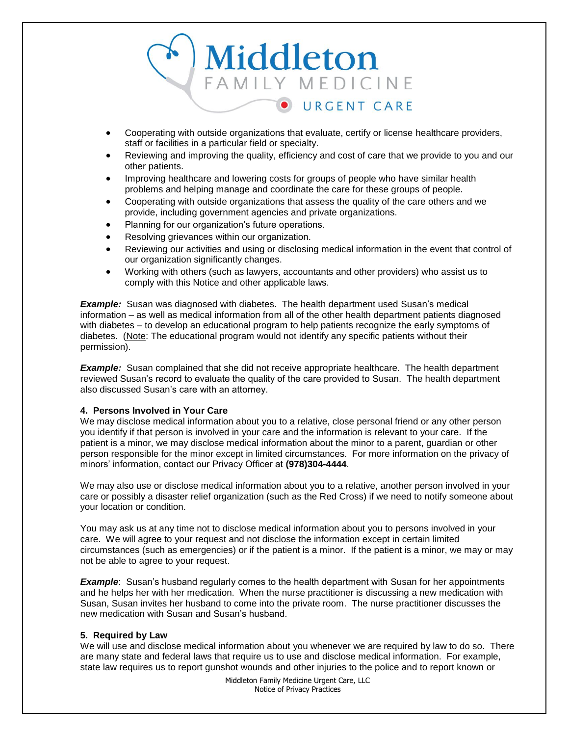- Cooperating with outside organizations that evaluate, certify or license healthcare providers, staff or facilities in a particular field or specialty.
- Reviewing and improving the quality, efficiency and cost of care that we provide to you and our other patients.
- Improving healthcare and lowering costs for groups of people who have similar health problems and helping manage and coordinate the care for these groups of people.
- Cooperating with outside organizations that assess the quality of the care others and we provide, including government agencies and private organizations.
- Planning for our organization's future operations.
- Resolving grievances within our organization.
- Reviewing our activities and using or disclosing medical information in the event that control of our organization significantly changes.
- Working with others (such as lawyers, accountants and other providers) who assist us to comply with this Notice and other applicable laws.

***Example:*** Susan was diagnosed with diabetes. The health department used Susan's medical information – as well as medical information from all of the other health department patients diagnosed with diabetes – to develop an educational program to help patients recognize the early symptoms of diabetes. (<u>Note</u>: The educational program would not identify any specific patients without their permission).

***Example:*** Susan complained that she did not receive appropriate healthcare. The health department reviewed Susan's record to evaluate the quality of the care provided to Susan. The health department also discussed Susan's care with an attorney.

**4. Persons Involved in Your Care**

We may disclose medical information about you to a relative, close personal friend or any other person you identify if that person is involved in your care and the information is relevant to your care. If the patient is a minor, we may disclose medical information about the minor to a parent, guardian or other person responsible for the minor except in limited circumstances. For more information on the privacy of minors' information, contact our Privacy Officer at **(978)304-4444**.

We may also use or disclose medical information about you to a relative, another person involved in your care or possibly a disaster relief organization (such as the Red Cross) if we need to notify someone about your location or condition.

You may ask us at any time not to disclose medical information about you to persons involved in your care. We will agree to your request and not disclose the information except in certain limited circumstances (such as emergencies) or if the patient is a minor. If the patient is a minor, we may or may not be able to agree to your request.

***Example***: Susan's husband regularly comes to the health department with Susan for her appointments and he helps her with her medication. When the nurse practitioner is discussing a new medication with Susan, Susan invites her husband to come into the private room. The nurse practitioner discusses the new medication with Susan and Susan's husband.

**5. Required by Law**

We will use and disclose medical information about you whenever we are required by law to do so. There are many state and federal laws that require us to use and disclose medical information. For example, state law requires us to report gunshot wounds and other injuries to the police and to report known or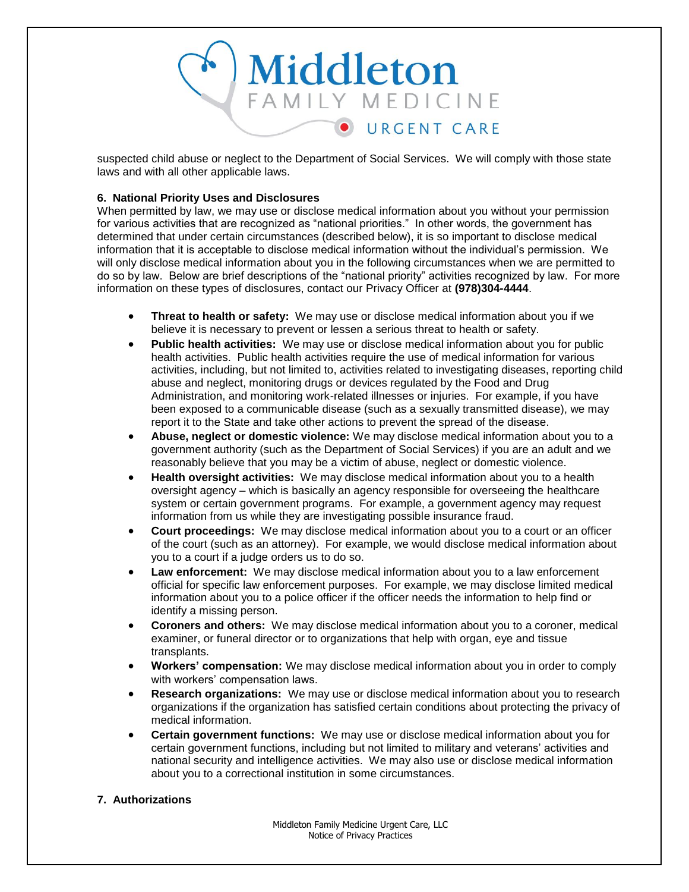suspected child abuse or neglect to the Department of Social Services. We will comply with those state laws and with all other applicable laws.

**6. National Priority Uses and Disclosures**

When permitted by law, we may use or disclose medical information about you without your permission for various activities that are recognized as "national priorities." In other words, the government has determined that under certain circumstances (described below), it is so important to disclose medical information that it is acceptable to disclose medical information without the individual's permission. We will only disclose medical information about you in the following circumstances when we are permitted to do so by law. Below are brief descriptions of the "national priority" activities recognized by law. For more information on these types of disclosures, contact our Privacy Officer at **(978)304-4444**.

- **Threat to health or safety:** We may use or disclose medical information about you if we believe it is necessary to prevent or lessen a serious threat to health or safety.
- **Public health activities:** We may use or disclose medical information about you for public health activities. Public health activities require the use of medical information for various activities, including, but not limited to, activities related to investigating diseases, reporting child abuse and neglect, monitoring drugs or devices regulated by the Food and Drug Administration, and monitoring work-related illnesses or injuries. For example, if you have been exposed to a communicable disease (such as a sexually transmitted disease), we may report it to the State and take other actions to prevent the spread of the disease.
- **Abuse, neglect or domestic violence:** We may disclose medical information about you to a government authority (such as the Department of Social Services) if you are an adult and we reasonably believe that you may be a victim of abuse, neglect or domestic violence.
- **Health oversight activities:** We may disclose medical information about you to a health oversight agency – which is basically an agency responsible for overseeing the healthcare system or certain government programs. For example, a government agency may request information from us while they are investigating possible insurance fraud.
- **Court proceedings:** We may disclose medical information about you to a court or an officer of the court (such as an attorney). For example, we would disclose medical information about you to a court if a judge orders us to do so.
- **Law enforcement:** We may disclose medical information about you to a law enforcement official for specific law enforcement purposes. For example, we may disclose limited medical information about you to a police officer if the officer needs the information to help find or identify a missing person.
- **Coroners and others:** We may disclose medical information about you to a coroner, medical examiner, or funeral director or to organizations that help with organ, eye and tissue transplants.
- **Workers' compensation:** We may disclose medical information about you in order to comply with workers' compensation laws.
- **Research organizations:** We may use or disclose medical information about you to research organizations if the organization has satisfied certain conditions about protecting the privacy of medical information.
- **Certain government functions:** We may use or disclose medical information about you for certain government functions, including but not limited to military and veterans' activities and national security and intelligence activities. We may also use or disclose medical information about you to a correctional institution in some circumstances.

**7. Authorizations**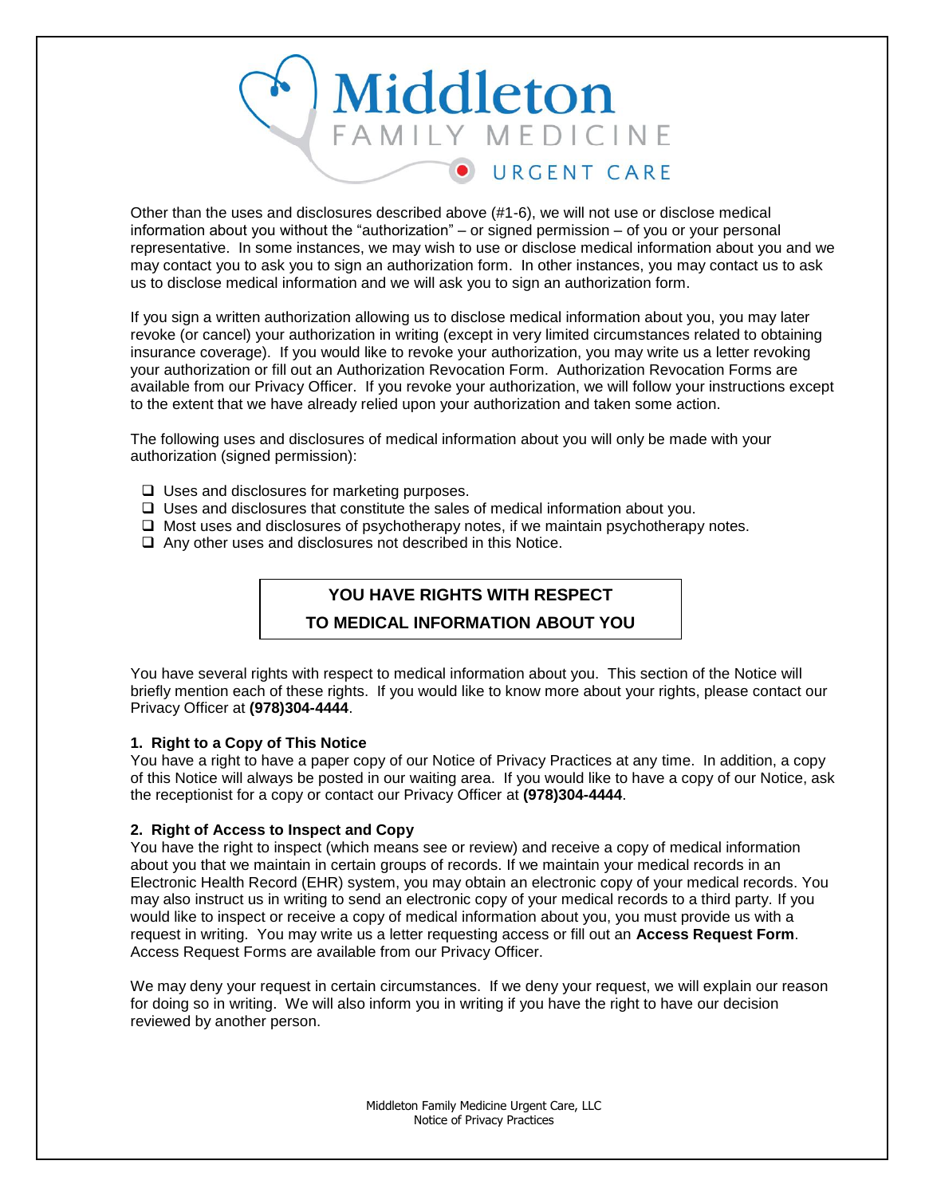Other than the uses and disclosures described above (#1-6), we will not use or disclose medical information about you without the "authorization" – or signed permission – of you or your personal representative. In some instances, we may wish to use or disclose medical information about you and we may contact you to ask you to sign an authorization form. In other instances, you may contact us to ask us to disclose medical information and we will ask you to sign an authorization form.

If you sign a written authorization allowing us to disclose medical information about you, you may later revoke (or cancel) your authorization in writing (except in very limited circumstances related to obtaining insurance coverage). If you would like to revoke your authorization, you may write us a letter revoking your authorization or fill out an Authorization Revocation Form. Authorization Revocation Forms are available from our Privacy Officer. If you revoke your authorization, we will follow your instructions except to the extent that we have already relied upon your authorization and taken some action.

The following uses and disclosures of medical information about you will only be made with your authorization (signed permission):

- ❑ Uses and disclosures for marketing purposes.
- ❑ Uses and disclosures that constitute the sales of medical information about you.
- ❑ Most uses and disclosures of psychotherapy notes, if we maintain psychotherapy notes.
- ❑ Any other uses and disclosures not described in this Notice.

## YOU HAVE RIGHTS WITH RESPECT TO MEDICAL INFORMATION ABOUT YOU

You have several rights with respect to medical information about you. This section of the Notice will briefly mention each of these rights. If you would like to know more about your rights, please contact our Privacy Officer at **(978)304-4444**.

**1. Right to a Copy of This Notice**
You have a right to have a paper copy of our Notice of Privacy Practices at any time. In addition, a copy of this Notice will always be posted in our waiting area. If you would like to have a copy of our Notice, ask the receptionist for a copy or contact our Privacy Officer at **(978)304-4444**.

**2. Right of Access to Inspect and Copy**
You have the right to inspect (which means see or review) and receive a copy of medical information about you that we maintain in certain groups of records. If we maintain your medical records in an Electronic Health Record (EHR) system, you may obtain an electronic copy of your medical records. You may also instruct us in writing to send an electronic copy of your medical records to a third party. If you would like to inspect or receive a copy of medical information about you, you must provide us with a request in writing. You may write us a letter requesting access or fill out an **Access Request Form**. Access Request Forms are available from our Privacy Officer.

We may deny your request in certain circumstances. If we deny your request, we will explain our reason for doing so in writing. We will also inform you in writing if you have the right to have our decision reviewed by another person.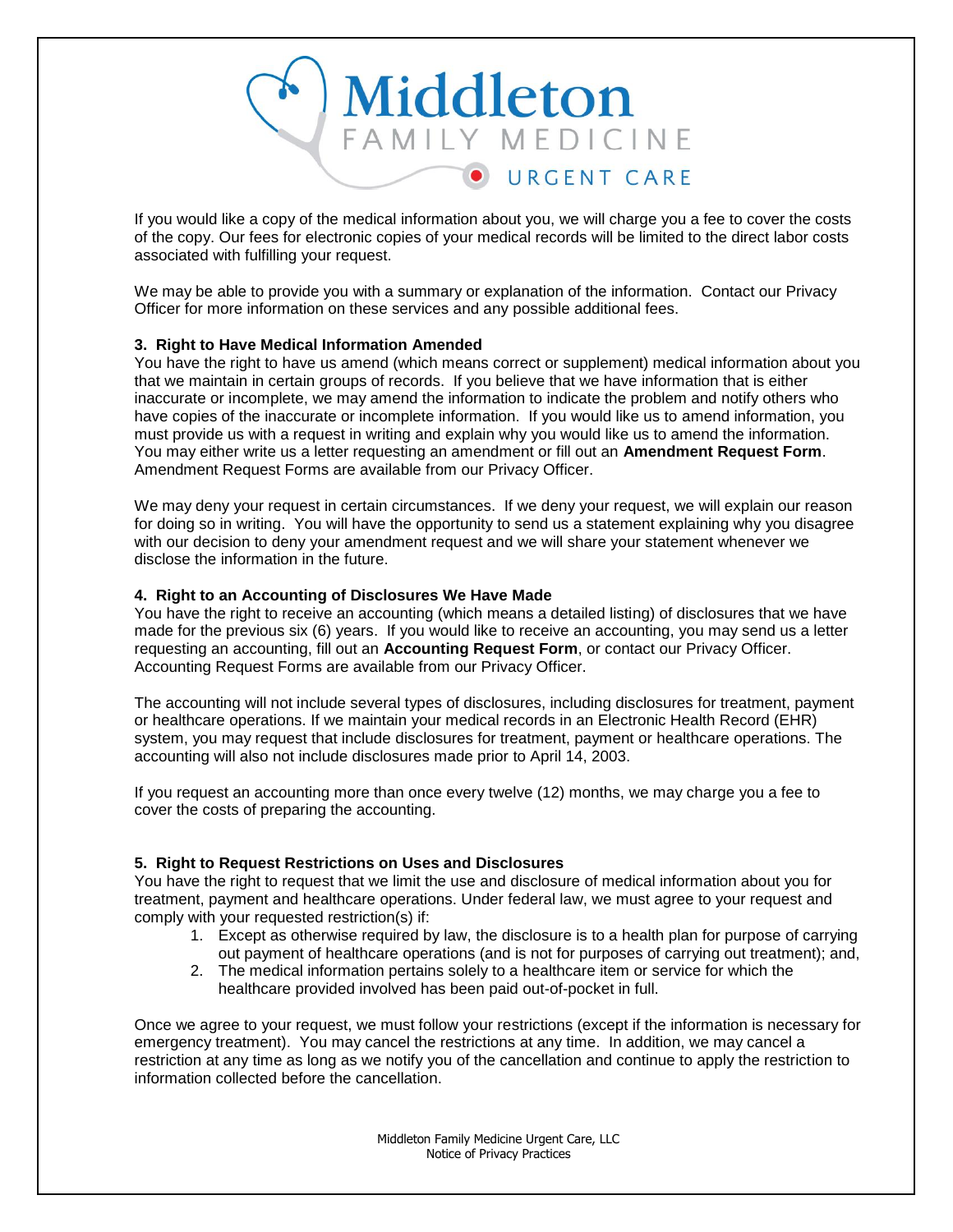If you would like a copy of the medical information about you, we will charge you a fee to cover the costs of the copy. Our fees for electronic copies of your medical records will be limited to the direct labor costs associated with fulfilling your request.

We may be able to provide you with a summary or explanation of the information. Contact our Privacy Officer for more information on these services and any possible additional fees.

**3. Right to Have Medical Information Amended**

You have the right to have us amend (which means correct or supplement) medical information about you that we maintain in certain groups of records. If you believe that we have information that is either inaccurate or incomplete, we may amend the information to indicate the problem and notify others who have copies of the inaccurate or incomplete information. If you would like us to amend information, you must provide us with a request in writing and explain why you would like us to amend the information. You may either write us a letter requesting an amendment or fill out an **Amendment Request Form**. Amendment Request Forms are available from our Privacy Officer.

We may deny your request in certain circumstances. If we deny your request, we will explain our reason for doing so in writing. You will have the opportunity to send us a statement explaining why you disagree with our decision to deny your amendment request and we will share your statement whenever we disclose the information in the future.

**4. Right to an Accounting of Disclosures We Have Made**

You have the right to receive an accounting (which means a detailed listing) of disclosures that we have made for the previous six (6) years. If you would like to receive an accounting, you may send us a letter requesting an accounting, fill out an **Accounting Request Form**, or contact our Privacy Officer. Accounting Request Forms are available from our Privacy Officer.

The accounting will not include several types of disclosures, including disclosures for treatment, payment or healthcare operations. If we maintain your medical records in an Electronic Health Record (EHR) system, you may request that include disclosures for treatment, payment or healthcare operations. The accounting will also not include disclosures made prior to April 14, 2003.

If you request an accounting more than once every twelve (12) months, we may charge you a fee to cover the costs of preparing the accounting.

**5. Right to Request Restrictions on Uses and Disclosures**

You have the right to request that we limit the use and disclosure of medical information about you for treatment, payment and healthcare operations. Under federal law, we must agree to your request and comply with your requested restriction(s) if:

1. Except as otherwise required by law, the disclosure is to a health plan for purpose of carrying out payment of healthcare operations (and is not for purposes of carrying out treatment); and,
2. The medical information pertains solely to a healthcare item or service for which the healthcare provided involved has been paid out-of-pocket in full.

Once we agree to your request, we must follow your restrictions (except if the information is necessary for emergency treatment). You may cancel the restrictions at any time. In addition, we may cancel a restriction at any time as long as we notify you of the cancellation and continue to apply the restriction to information collected before the cancellation.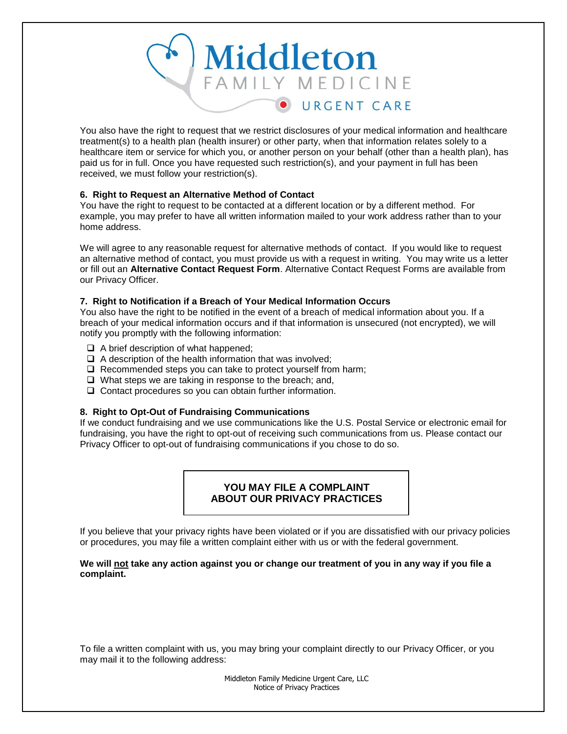You also have the right to request that we restrict disclosures of your medical information and healthcare treatment(s) to a health plan (health insurer) or other party, when that information relates solely to a healthcare item or service for which you, or another person on your behalf (other than a health plan), has paid us for in full. Once you have requested such restriction(s), and your payment in full has been received, we must follow your restriction(s).

**6. Right to Request an Alternative Method of Contact**

You have the right to request to be contacted at a different location or by a different method. For example, you may prefer to have all written information mailed to your work address rather than to your home address.

We will agree to any reasonable request for alternative methods of contact. If you would like to request an alternative method of contact, you must provide us with a request in writing. You may write us a letter or fill out an **Alternative Contact Request Form**. Alternative Contact Request Forms are available from our Privacy Officer.

**7. Right to Notification if a Breach of Your Medical Information Occurs**

You also have the right to be notified in the event of a breach of medical information about you. If a breach of your medical information occurs and if that information is unsecured (not encrypted), we will notify you promptly with the following information:

- A brief description of what happened;
- A description of the health information that was involved;
- Recommended steps you can take to protect yourself from harm;
- What steps we are taking in response to the breach; and,
- Contact procedures so you can obtain further information.

**8. Right to Opt-Out of Fundraising Communications**

If we conduct fundraising and we use communications like the U.S. Postal Service or electronic email for fundraising, you have the right to opt-out of receiving such communications from us. Please contact our Privacy Officer to opt-out of fundraising communications if you chose to do so.

## YOU MAY FILE A COMPLAINT ABOUT OUR PRIVACY PRACTICES

If you believe that your privacy rights have been violated or if you are dissatisfied with our privacy policies or procedures, you may file a written complaint either with us or with the federal government.

**We will not take any action against you or change our treatment of you in any way if you file a complaint.**

To file a written complaint with us, you may bring your complaint directly to our Privacy Officer, or you may mail it to the following address: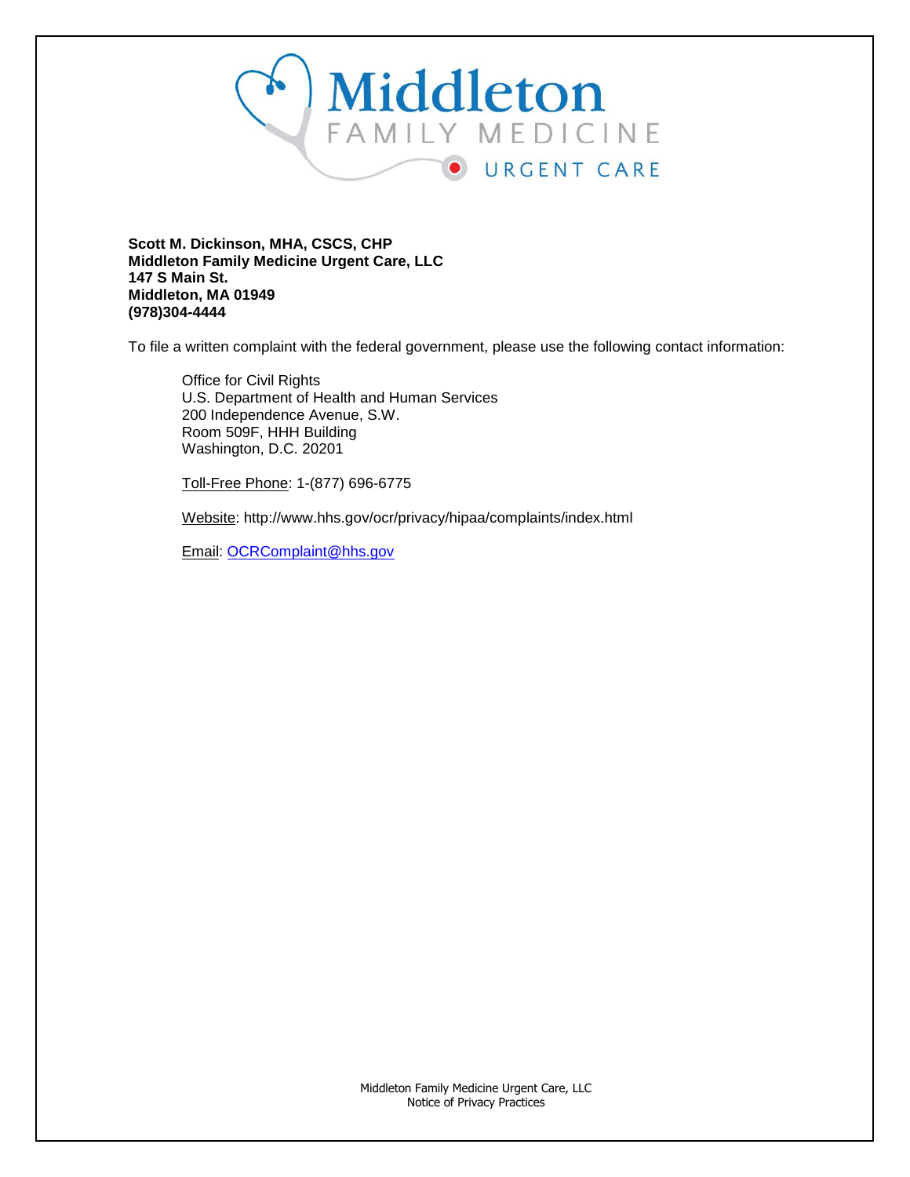**Scott M. Dickinson, MHA, CSCS, CHP**
**Middleton Family Medicine Urgent Care, LLC**
**147 S Main St.**
**Middleton, MA 01949**
**(978)304-4444**

To file a written complaint with the federal government, please use the following contact information:

Office for Civil Rights
U.S. Department of Health and Human Services
200 Independence Avenue, S.W.
Room 509F, HHH Building
Washington, D.C. 20201

Toll-Free Phone: 1-(877) 696-6775

Website: http://www.hhs.gov/ocr/privacy/hipaa/complaints/index.html

Email: OCRComplaint@hhs.gov